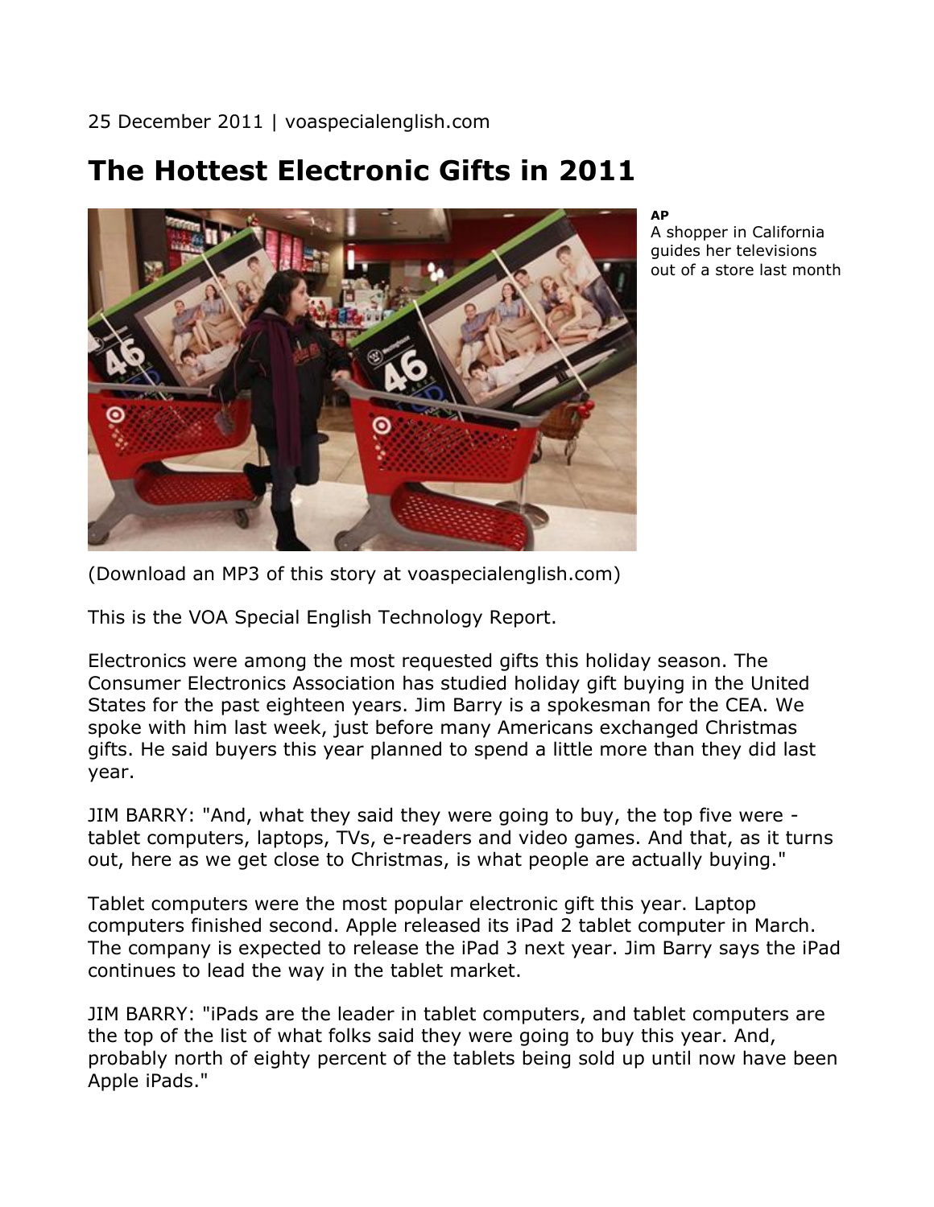25 December 2011 | voaspecialenglish.com

# The Hottest Electronic Gifts in 2011

**AP**
A shopper in California guides her televisions out of a store last month

(Download an MP3 of this story at voaspecialenglish.com)

This is the VOA Special English Technology Report.

Electronics were among the most requested gifts this holiday season. The Consumer Electronics Association has studied holiday gift buying in the United States for the past eighteen years. Jim Barry is a spokesman for the CEA. We spoke with him last week, just before many Americans exchanged Christmas gifts. He said buyers this year planned to spend a little more than they did last year.

JIM BARRY: "And, what they said they were going to buy, the top five were - tablet computers, laptops, TVs, e-readers and video games. And that, as it turns out, here as we get close to Christmas, is what people are actually buying."

Tablet computers were the most popular electronic gift this year. Laptop computers finished second. Apple released its iPad 2 tablet computer in March. The company is expected to release the iPad 3 next year. Jim Barry says the iPad continues to lead the way in the tablet market.

JIM BARRY: "iPads are the leader in tablet computers, and tablet computers are the top of the list of what folks said they were going to buy this year. And, probably north of eighty percent of the tablets being sold up until now have been Apple iPads."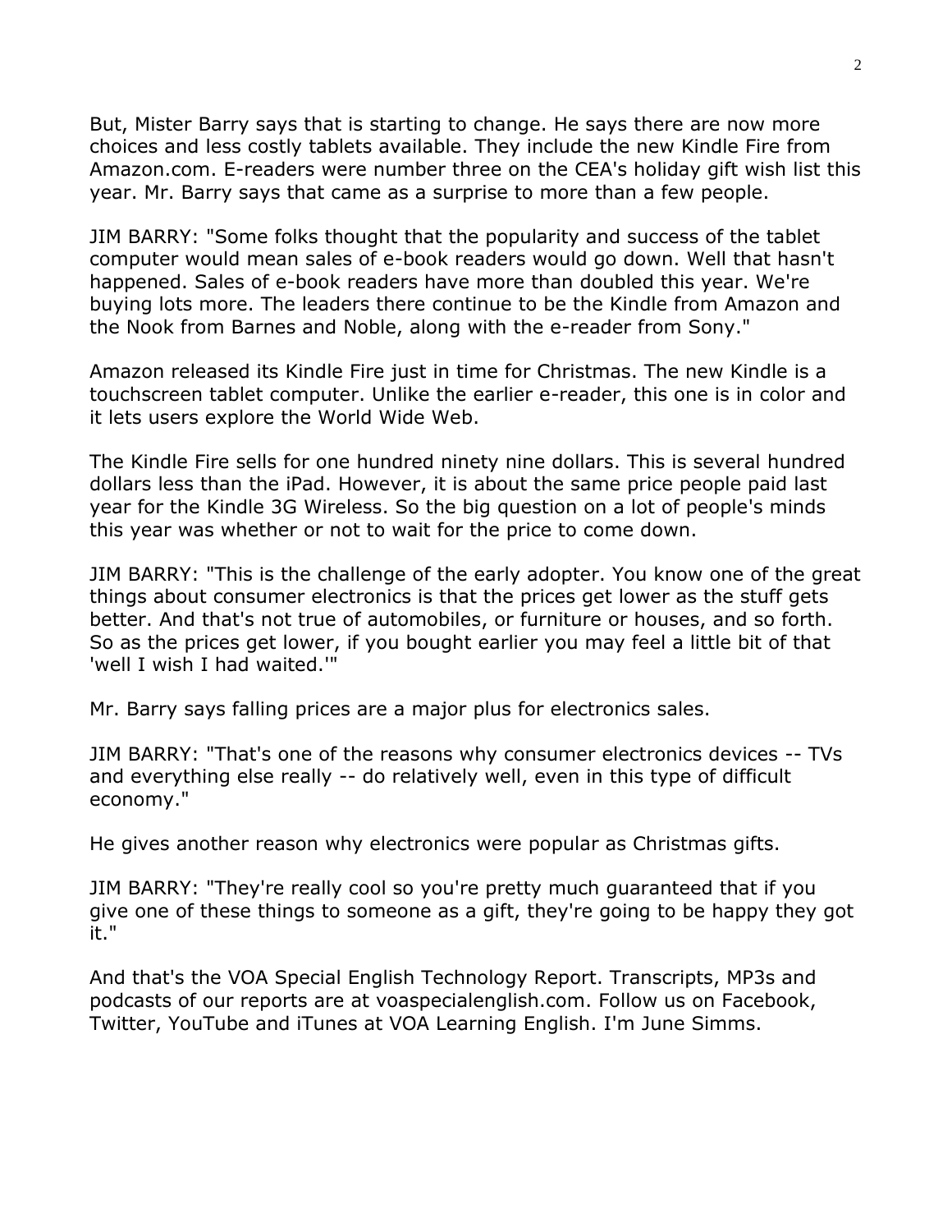But, Mister Barry says that is starting to change. He says there are now more choices and less costly tablets available. They include the new Kindle Fire from Amazon.com. E-readers were number three on the CEA's holiday gift wish list this year. Mr. Barry says that came as a surprise to more than a few people.

JIM BARRY: "Some folks thought that the popularity and success of the tablet computer would mean sales of e-book readers would go down. Well that hasn't happened. Sales of e-book readers have more than doubled this year. We're buying lots more. The leaders there continue to be the Kindle from Amazon and the Nook from Barnes and Noble, along with the e-reader from Sony."

Amazon released its Kindle Fire just in time for Christmas. The new Kindle is a touchscreen tablet computer. Unlike the earlier e-reader, this one is in color and it lets users explore the World Wide Web.

The Kindle Fire sells for one hundred ninety nine dollars. This is several hundred dollars less than the iPad. However, it is about the same price people paid last year for the Kindle 3G Wireless. So the big question on a lot of people's minds this year was whether or not to wait for the price to come down.

JIM BARRY: "This is the challenge of the early adopter. You know one of the great things about consumer electronics is that the prices get lower as the stuff gets better. And that's not true of automobiles, or furniture or houses, and so forth. So as the prices get lower, if you bought earlier you may feel a little bit of that 'well I wish I had waited.'"

Mr. Barry says falling prices are a major plus for electronics sales.

JIM BARRY: "That's one of the reasons why consumer electronics devices -- TVs and everything else really -- do relatively well, even in this type of difficult economy."

He gives another reason why electronics were popular as Christmas gifts.

JIM BARRY: "They're really cool so you're pretty much guaranteed that if you give one of these things to someone as a gift, they're going to be happy they got it."

And that's the VOA Special English Technology Report. Transcripts, MP3s and podcasts of our reports are at voaspecialenglish.com. Follow us on Facebook, Twitter, YouTube and iTunes at VOA Learning English. I'm June Simms.